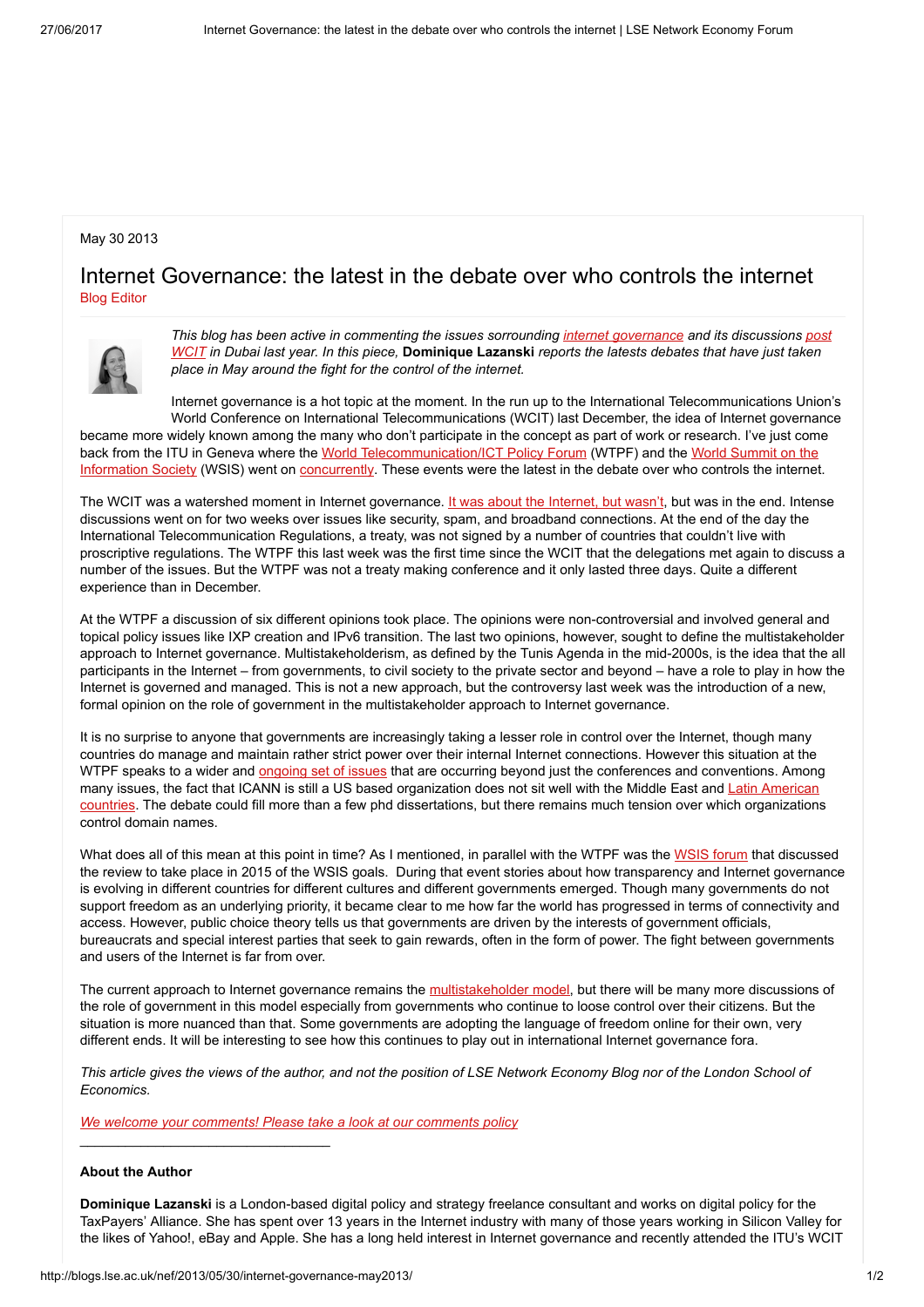May 30 2013

# Internet Governance: the latest in the debate over who controls the internet

Blog Editor

*This blog has been active in commenting the issues sorrounding internet governance and its discussions post WCIT in Dubai last year. In this piece,* **Dominique Lazanski** *reports the latests debates that have just taken place in May around the fight for the control of the internet.*

Internet governance is a hot topic at the moment. In the run up to the International Telecommunications Union's World Conference on International Telecommunications (WCIT) last December, the idea of Internet governance became more widely known among the many who don't participate in the concept as part of work or research. I've just come back from the ITU in Geneva where the World Telecommunication/ICT Policy Forum (WTPF) and the World Summit on the Information Society (WSIS) went on concurrently. These events were the latest in the debate over who controls the internet.

The WCIT was a watershed moment in Internet governance. It was about the Internet, but wasn't, but was in the end. Intense discussions went on for two weeks over issues like security, spam, and broadband connections. At the end of the day the International Telecommunication Regulations, a treaty, was not signed by a number of countries that couldn't live with proscriptive regulations. The WTPF this last week was the first time since the WCIT that the delegations met again to discuss a number of the issues. But the WTPF was not a treaty making conference and it only lasted three days. Quite a different experience than in December.

At the WTPF a discussion of six different opinions took place. The opinions were non-controversial and involved general and topical policy issues like IXP creation and IPv6 transition. The last two opinions, however, sought to define the multistakeholder approach to Internet governance. Multistakeholderism, as defined by the Tunis Agenda in the mid-2000s, is the idea that the all participants in the Internet – from governments, to civil society to the private sector and beyond – have a role to play in how the Internet is governed and managed. This is not a new approach, but the controversy last week was the introduction of a new, formal opinion on the role of government in the multistakeholder approach to Internet governance.

It is no surprise to anyone that governments are increasingly taking a lesser role in control over the Internet, though many countries do manage and maintain rather strict power over their internal Internet connections. However this situation at the WTPF speaks to a wider and ongoing set of issues that are occurring beyond just the conferences and conventions. Among many issues, the fact that ICANN is still a US based organization does not sit well with the Middle East and Latin American countries. The debate could fill more than a few phd dissertations, but there remains much tension over which organizations control domain names.

What does all of this mean at this point in time? As I mentioned, in parallel with the WTPF was the WSIS forum that discussed the review to take place in 2015 of the WSIS goals. During that event stories about how transparency and Internet governance is evolving in different countries for different cultures and different governments emerged. Though many governments do not support freedom as an underlying priority, it became clear to me how far the world has progressed in terms of connectivity and access. However, public choice theory tells us that governments are driven by the interests of government officials, bureaucrats and special interest parties that seek to gain rewards, often in the form of power. The fight between governments and users of the Internet is far from over.

The current approach to Internet governance remains the multistakeholder model, but there will be many more discussions of the role of government in this model especially from governments who continue to loose control over their citizens. But the situation is more nuanced than that. Some governments are adopting the language of freedom online for their own, very different ends. It will be interesting to see how this continues to play out in international Internet governance fora.

*This article gives the views of the author, and not the position of LSE Network Economy Blog nor of the London School of Economics.*

*We welcome your comments! Please take a look at our comments policy*

---

**About the Author**

**Dominique Lazanski** is a London-based digital policy and strategy freelance consultant and works on digital policy for the TaxPayers' Alliance. She has spent over 13 years in the Internet industry with many of those years working in Silicon Valley for the likes of Yahoo!, eBay and Apple. She has a long held interest in Internet governance and recently attended the ITU's WCIT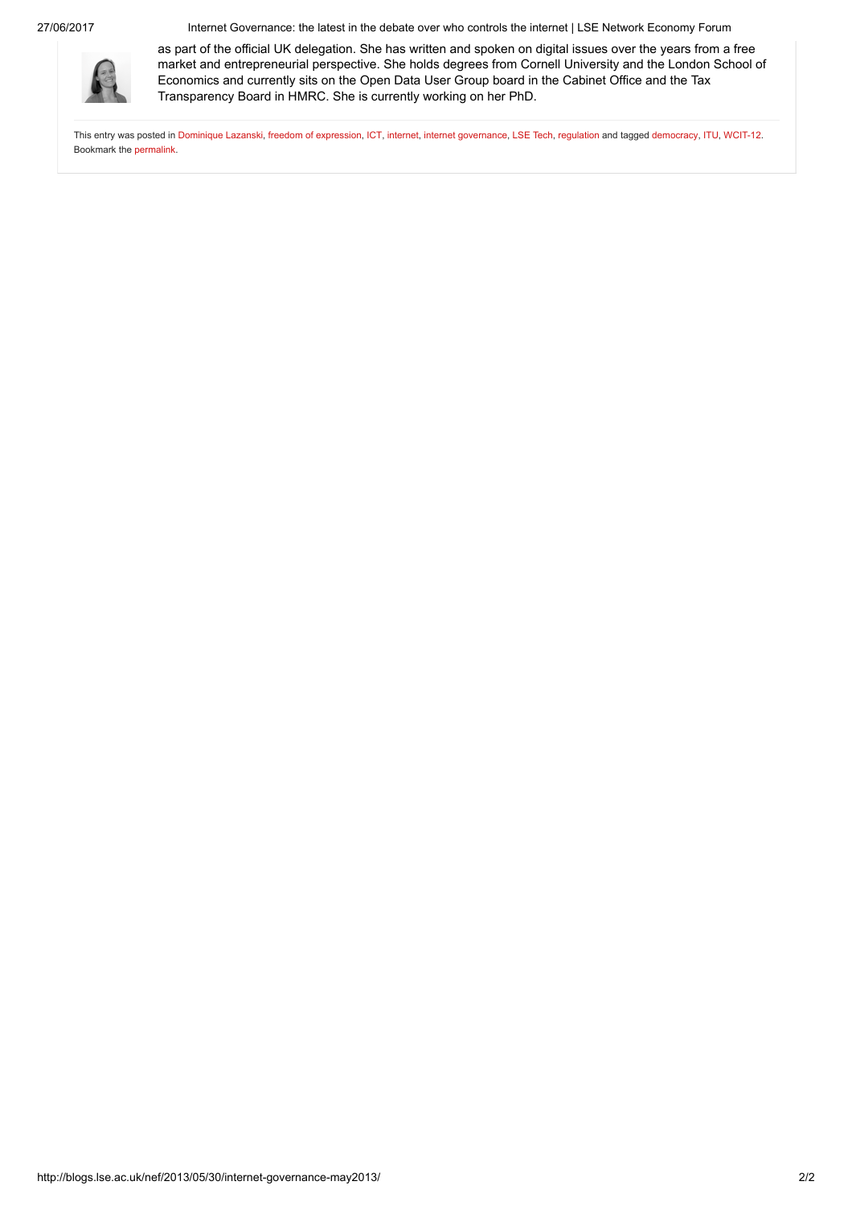as part of the official UK delegation. She has written and spoken on digital issues over the years from a free market and entrepreneurial perspective. She holds degrees from Cornell University and the London School of Economics and currently sits on the Open Data User Group board in the Cabinet Office and the Tax Transparency Board in HMRC. She is currently working on her PhD.

This entry was posted in Dominique Lazanski, freedom of expression, ICT, internet, internet governance, LSE Tech, regulation and tagged democracy, ITU, WCIT-12. Bookmark the permalink.